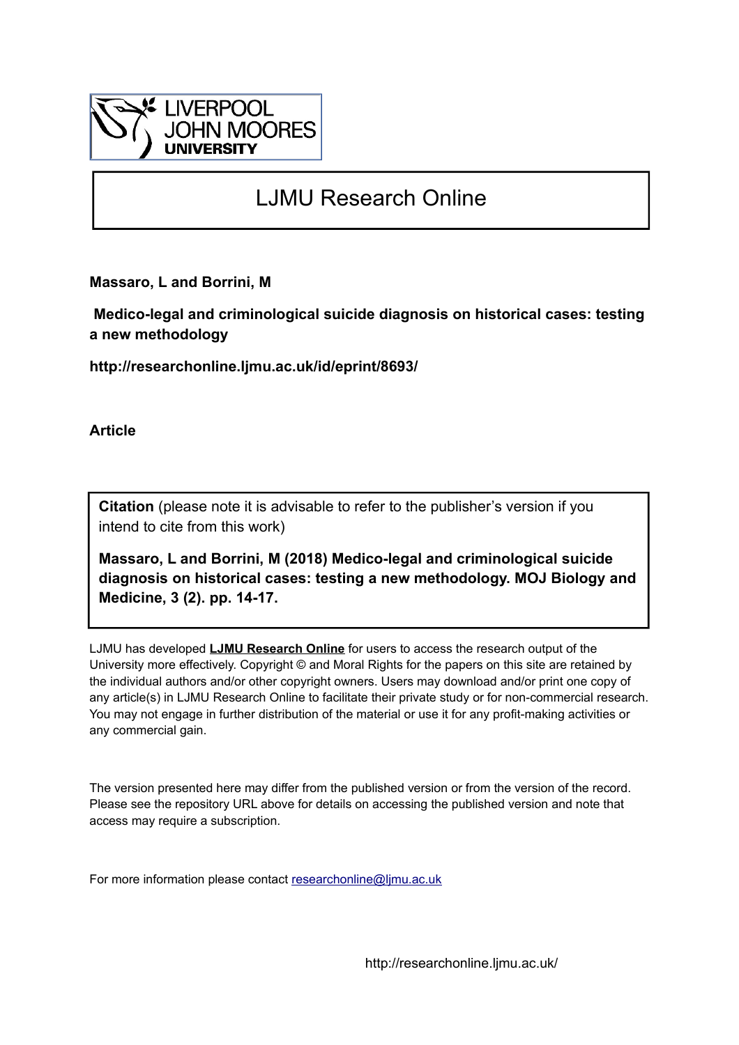LIVERPOOL JOHN MOORES UNIVERSITY

# LJMU Research Online

**Massaro, L and Borrini, M**

**Medico-legal and criminological suicide diagnosis on historical cases: testing a new methodology**

**http://researchonline.ljmu.ac.uk/id/eprint/8693/**

**Article**

**Citation** (please note it is advisable to refer to the publisher's version if you intend to cite from this work)

**Massaro, L and Borrini, M (2018) Medico-legal and criminological suicide diagnosis on historical cases: testing a new methodology. MOJ Biology and Medicine, 3 (2). pp. 14-17.**

LJMU has developed **LJMU Research Online** for users to access the research output of the University more effectively. Copyright © and Moral Rights for the papers on this site are retained by the individual authors and/or other copyright owners. Users may download and/or print one copy of any article(s) in LJMU Research Online to facilitate their private study or for non-commercial research. You may not engage in further distribution of the material or use it for any profit-making activities or any commercial gain.

The version presented here may differ from the published version or from the version of the record. Please see the repository URL above for details on accessing the published version and note that access may require a subscription.

For more information please contact researchonline@ljmu.ac.uk

http://researchonline.ljmu.ac.uk/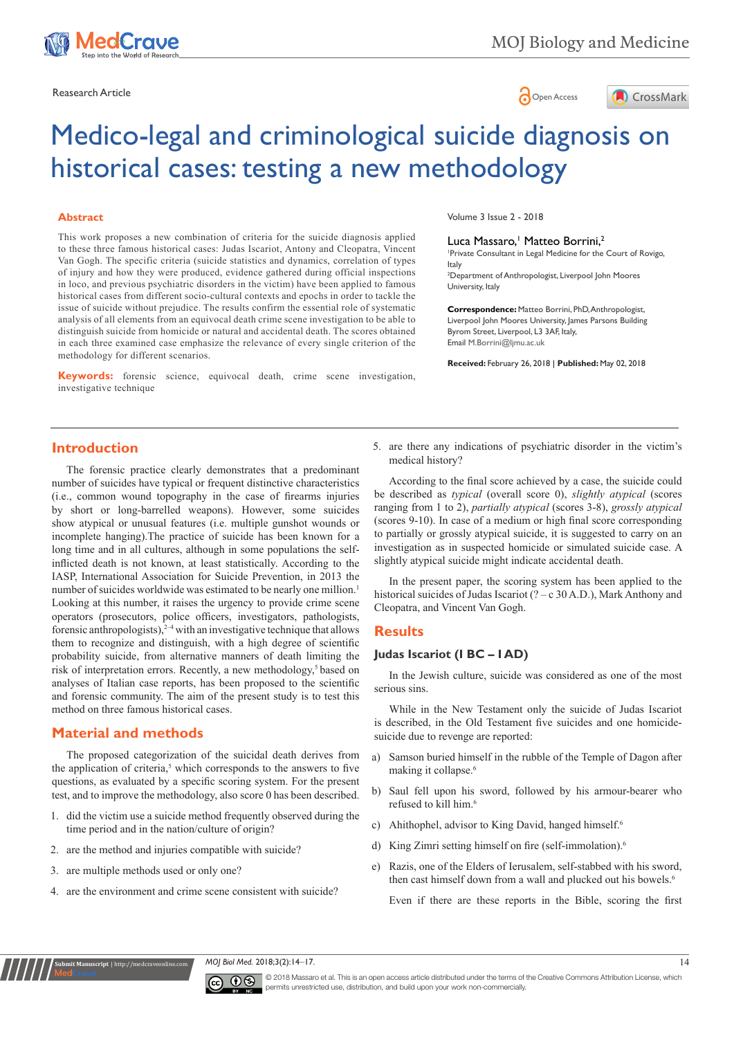Reasearch Article

# Medico-legal and criminological suicide diagnosis on historical cases: testing a new methodology

## Abstract

This work proposes a new combination of criteria for the suicide diagnosis applied to these three famous historical cases: Judas Iscariot, Antony and Cleopatra, Vincent Van Gogh. The specific criteria (suicide statistics and dynamics, correlation of types of injury and how they were produced, evidence gathered during official inspections in loco, and previous psychiatric disorders in the victim) have been applied to famous historical cases from different socio-cultural contexts and epochs in order to tackle the issue of suicide without prejudice. The results confirm the essential role of systematic analysis of all elements from an equivocal death crime scene investigation to be able to distinguish suicide from homicide or natural and accidental death. The scores obtained in each three examined case emphasize the relevance of every single criterion of the methodology for different scenarios.

**Keywords:** forensic science, equivocal death, crime scene investigation, investigative technique

Volume 3 Issue 2 - 2018

Luca Massaro,[1] Matteo Borrini,[2]

[1]Private Consultant in Legal Medicine for the Court of Rovigo, Italy
[2]Department of Anthropologist, Liverpool John Moores University, Italy

**Correspondence:** Matteo Borrini, PhD, Anthropologist, Liverpool John Moores University, James Parsons Building Byrom Street, Liverpool, L3 3AF, Italy, Email M.Borrini@ljmu.ac.uk

**Received:** February 26, 2018 | **Published:** May 02, 2018

## Introduction

The forensic practice clearly demonstrates that a predominant number of suicides have typical or frequent distinctive characteristics (i.e., common wound topography in the case of firearms injuries by short or long-barrelled weapons). However, some suicides show atypical or unusual features (i.e. multiple gunshot wounds or incomplete hanging).The practice of suicide has been known for a long time and in all cultures, although in some populations the self-inflicted death is not known, at least statistically. According to the IASP, International Association for Suicide Prevention, in 2013 the number of suicides worldwide was estimated to be nearly one million.[1] Looking at this number, it raises the urgency to provide crime scene operators (prosecutors, police officers, investigators, pathologists, forensic anthropologists),[2–4] with an investigative technique that allows them to recognize and distinguish, with a high degree of scientific probability suicide, from alternative manners of death limiting the risk of interpretation errors. Recently, a new methodology,[5] based on analyses of Italian case reports, has been proposed to the scientific and forensic community. The aim of the present study is to test this method on three famous historical cases.

## Material and methods

The proposed categorization of the suicidal death derives from the application of criteria,[5] which corresponds to the answers to five questions, as evaluated by a specific scoring system. For the present test, and to improve the methodology, also score 0 has been described.

1. did the victim use a suicide method frequently observed during the time period and in the nation/culture of origin?
2. are the method and injuries compatible with suicide?
3. are multiple methods used or only one?
4. are the environment and crime scene consistent with suicide?
5. are there any indications of psychiatric disorder in the victim's medical history?

According to the final score achieved by a case, the suicide could be described as *typical* (overall score 0), *slightly atypical* (scores ranging from 1 to 2), *partially atypical* (scores 3-8), *grossly atypical* (scores 9-10). In case of a medium or high final score corresponding to partially or grossly atypical suicide, it is suggested to carry on an investigation as in suspected homicide or simulated suicide case. A slightly atypical suicide might indicate accidental death.

In the present paper, the scoring system has been applied to the historical suicides of Judas Iscariot (? – c 30 A.D.), Mark Anthony and Cleopatra, and Vincent Van Gogh.

## Results

### Judas Iscariot (I BC – I AD)

In the Jewish culture, suicide was considered as one of the most serious sins.

While in the New Testament only the suicide of Judas Iscariot is described, in the Old Testament five suicides and one homicide-suicide due to revenge are reported:

a) Samson buried himself in the rubble of the Temple of Dagon after making it collapse.[6]

b) Saul fell upon his sword, followed by his armour-bearer who refused to kill him.[6]

c) Ahithophel, advisor to King David, hanged himself.[6]

d) King Zimri setting himself on fire (self-immolation).[6]

e) Razis, one of the Elders of Ierusalem, self-stabbed with his sword, then cast himself down from a wall and plucked out his bowels.[6]

Even if there are these reports in the Bible, scoring the first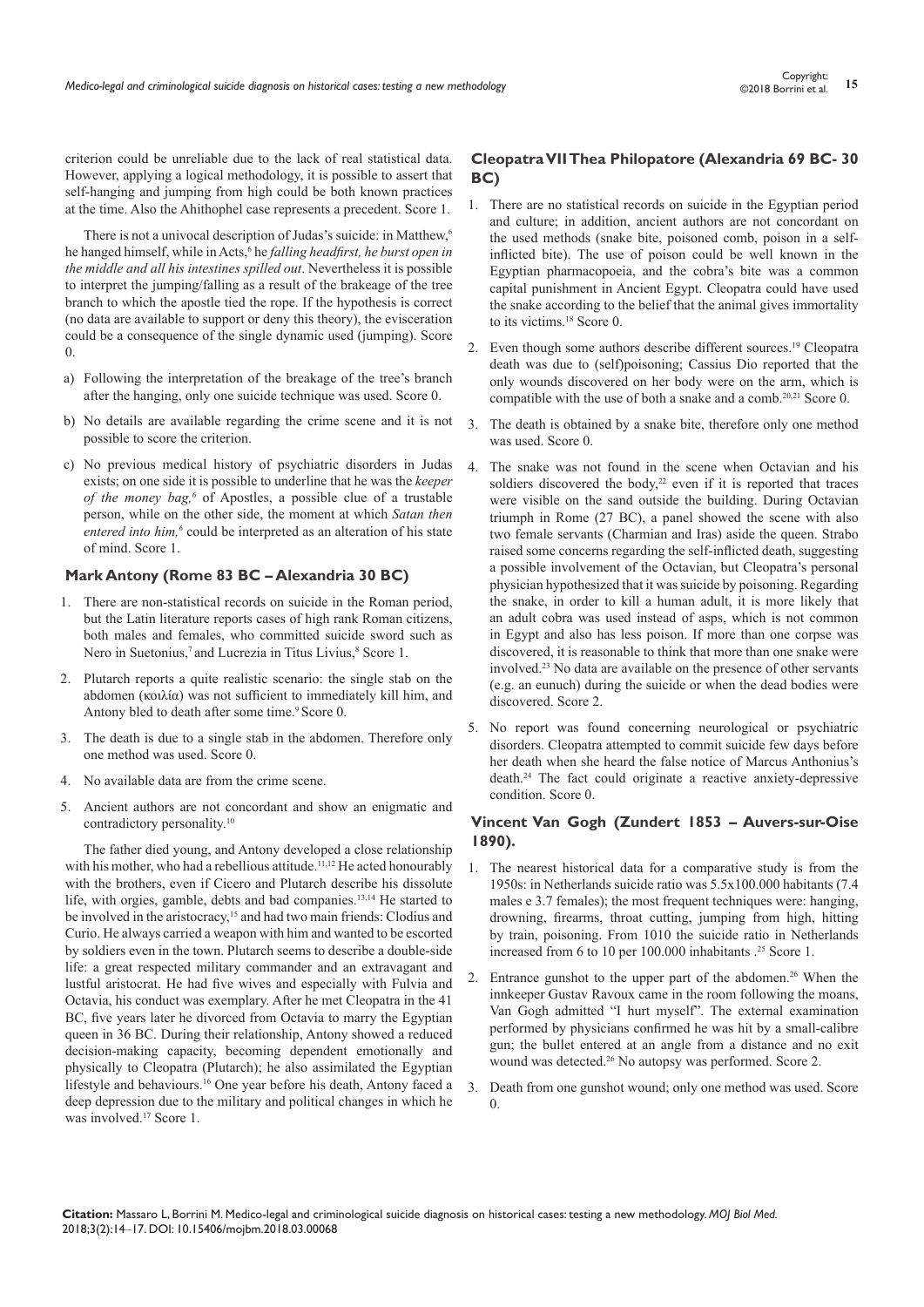criterion could be unreliable due to the lack of real statistical data. However, applying a logical methodology, it is possible to assert that self-hanging and jumping from high could be both known practices at the time. Also the Ahithophel case represents a precedent. Score 1.

There is not a univocal description of Judas's suicide: in Matthew,[6] he hanged himself, while in Acts,[6] he *falling headfirst, he burst open in the middle and all his intestines spilled out*. Nevertheless it is possible to interpret the jumping/falling as a result of the brakeage of the tree branch to which the apostle tied the rope. If the hypothesis is correct (no data are available to support or deny this theory), the evisceration could be a consequence of the single dynamic used (jumping). Score 0.

a) Following the interpretation of the breakage of the tree's branch after the hanging, only one suicide technique was used. Score 0.

b) No details are available regarding the crime scene and it is not possible to score the criterion.

c) No previous medical history of psychiatric disorders in Judas exists; on one side it is possible to underline that he was the *keeper of the money bag,*[6] of Apostles, a possible clue of a trustable person, while on the other side, the moment at which *Satan then entered into him,*[6] could be interpreted as an alteration of his state of mind. Score 1.

## Mark Antony (Rome 83 BC – Alexandria 30 BC)

1. There are non-statistical records on suicide in the Roman period, but the Latin literature reports cases of high rank Roman citizens, both males and females, who committed suicide sword such as Nero in Suetonius,[7] and Lucrezia in Titus Livius,[8] Score 1.
2. Plutarch reports a quite realistic scenario: the single stab on the abdomen (κοιλία) was not sufficient to immediately kill him, and Antony bled to death after some time.[9] Score 0.
3. The death is due to a single stab in the abdomen. Therefore only one method was used. Score 0.
4. No available data are from the crime scene.
5. Ancient authors are not concordant and show an enigmatic and contradictory personality.[10]

The father died young, and Antony developed a close relationship with his mother, who had a rebellious attitude.[11,12] He acted honourably with the brothers, even if Cicero and Plutarch describe his dissolute life, with orgies, gamble, debts and bad companies.[13,14] He started to be involved in the aristocracy,[15] and had two main friends: Clodius and Curio. He always carried a weapon with him and wanted to be escorted by soldiers even in the town. Plutarch seems to describe a double-side life: a great respected military commander and an extravagant and lustful aristocrat. He had five wives and especially with Fulvia and Octavia, his conduct was exemplary. After he met Cleopatra in the 41 BC, five years later he divorced from Octavia to marry the Egyptian queen in 36 BC. During their relationship, Antony showed a reduced decision-making capacity, becoming dependent emotionally and physically to Cleopatra (Plutarch); he also assimilated the Egyptian lifestyle and behaviours.[16] One year before his death, Antony faced a deep depression due to the military and political changes in which he was involved.[17] Score 1.

## Cleopatra VII Thea Philopatore (Alexandria 69 BC- 30 BC)

1. There are no statistical records on suicide in the Egyptian period and culture; in addition, ancient authors are not concordant on the used methods (snake bite, poisoned comb, poison in a self-inflicted bite). The use of poison could be well known in the Egyptian pharmacopoeia, and the cobra's bite was a common capital punishment in Ancient Egypt. Cleopatra could have used the snake according to the belief that the animal gives immortality to its victims.[18] Score 0.
2. Even though some authors describe different sources.[19] Cleopatra death was due to (self)poisoning; Cassius Dio reported that the only wounds discovered on her body were on the arm, which is compatible with the use of both a snake and a comb.[20,21] Score 0.
3. The death is obtained by a snake bite, therefore only one method was used. Score 0.
4. The snake was not found in the scene when Octavian and his soldiers discovered the body,[22] even if it is reported that traces were visible on the sand outside the building. During Octavian triumph in Rome (27 BC), a panel showed the scene with also two female servants (Charmian and Iras) aside the queen. Strabo raised some concerns regarding the self-inflicted death, suggesting a possible involvement of the Octavian, but Cleopatra's personal physician hypothesized that it was suicide by poisoning. Regarding the snake, in order to kill a human adult, it is more likely that an adult cobra was used instead of asps, which is not common in Egypt and also has less poison. If more than one corpse was discovered, it is reasonable to think that more than one snake were involved.[23] No data are available on the presence of other servants (e.g. an eunuch) during the suicide or when the dead bodies were discovered. Score 2.
5. No report was found concerning neurological or psychiatric disorders. Cleopatra attempted to commit suicide few days before her death when she heard the false notice of Marcus Anthonius's death.[24] The fact could originate a reactive anxiety-depressive condition. Score 0.

## Vincent Van Gogh (Zundert 1853 – Auvers-sur-Oise 1890).

1. The nearest historical data for a comparative study is from the 1950s: in Netherlands suicide ratio was 5.5x100.000 habitants (7.4 males e 3.7 females); the most frequent techniques were: hanging, drowning, firearms, throat cutting, jumping from high, hitting by train, poisoning. From 1010 the suicide ratio in Netherlands increased from 6 to 10 per 100.000 inhabitants .[25] Score 1.
2. Entrance gunshot to the upper part of the abdomen.[26] When the innkeeper Gustav Ravoux came in the room following the moans, Van Gogh admitted "I hurt myself". The external examination performed by physicians confirmed he was hit by a small-calibre gun; the bullet entered at an angle from a distance and no exit wound was detected.[26] No autopsy was performed. Score 2.
3. Death from one gunshot wound; only one method was used. Score 0.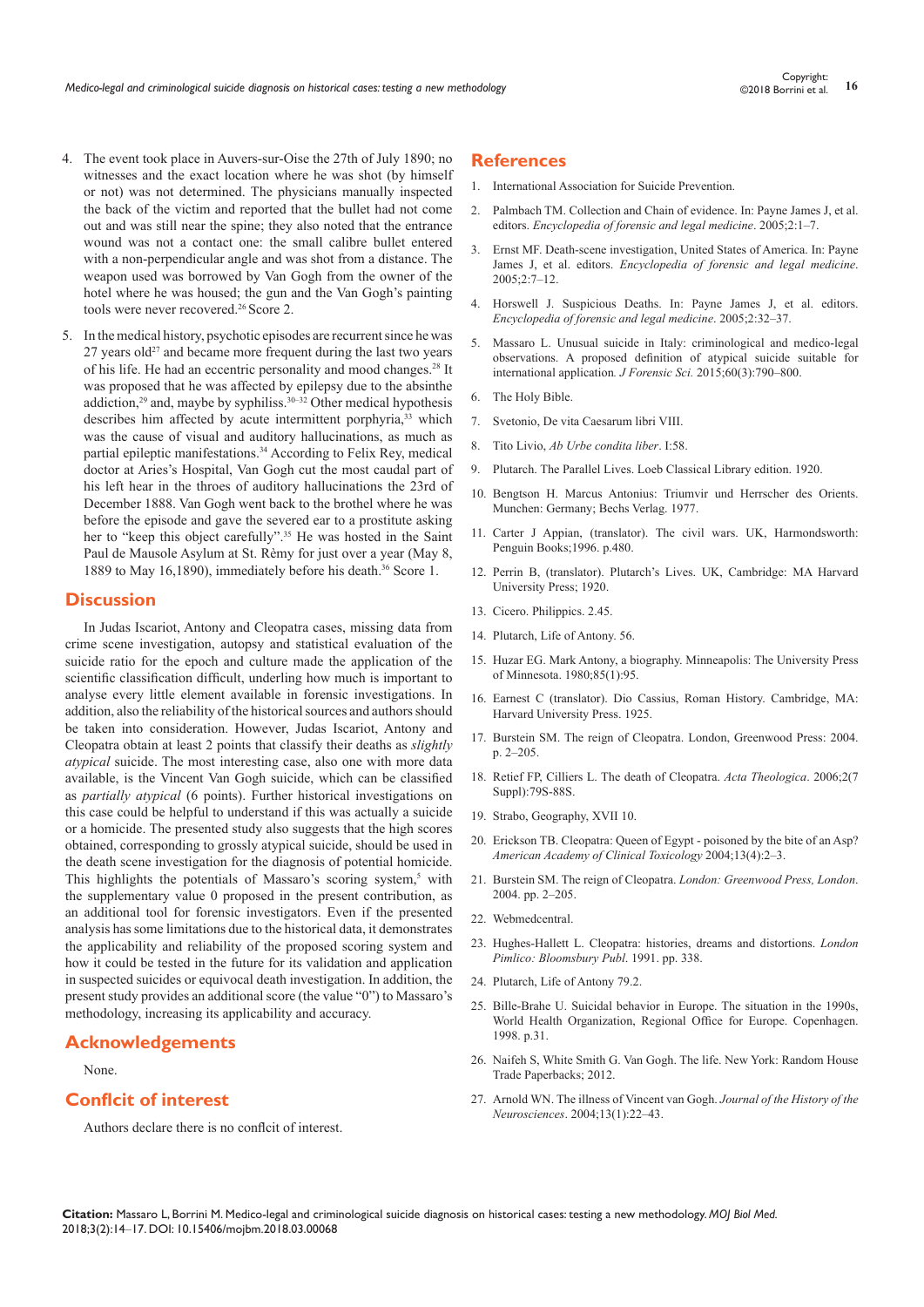4. The event took place in Auvers-sur-Oise the 27th of July 1890; no witnesses and the exact location where he was shot (by himself or not) was not determined. The physicians manually inspected the back of the victim and reported that the bullet had not come out and was still near the spine; they also noted that the entrance wound was not a contact one: the small calibre bullet entered with a non-perpendicular angle and was shot from a distance. The weapon used was borrowed by Van Gogh from the owner of the hotel where he was housed; the gun and the Van Gogh's painting tools were never recovered.[26] Score 2.

5. In the medical history, psychotic episodes are recurrent since he was 27 years old[27] and became more frequent during the last two years of his life. He had an eccentric personality and mood changes.[28] It was proposed that he was affected by epilepsy due to the absinthe addiction,[29] and, maybe by syphiliss.[30–32] Other medical hypothesis describes him affected by acute intermittent porphyria,[33] which was the cause of visual and auditory hallucinations, as much as partial epileptic manifestations.[34] According to Felix Rey, medical doctor at Aries's Hospital, Van Gogh cut the most caudal part of his left hear in the throes of auditory hallucinations the 23rd of December 1888. Van Gogh went back to the brothel where he was before the episode and gave the severed ear to a prostitute asking her to "keep this object carefully".[35] He was hosted in the Saint Paul de Mausole Asylum at St. Rèmy for just over a year (May 8, 1889 to May 16,1890), immediately before his death.[36] Score 1.

## Discussion

In Judas Iscariot, Antony and Cleopatra cases, missing data from crime scene investigation, autopsy and statistical evaluation of the suicide ratio for the epoch and culture made the application of the scientific classification difficult, underling how much is important to analyse every little element available in forensic investigations. In addition, also the reliability of the historical sources and authors should be taken into consideration. However, Judas Iscariot, Antony and Cleopatra obtain at least 2 points that classify their deaths as *slightly atypical* suicide. The most interesting case, also one with more data available, is the Vincent Van Gogh suicide, which can be classified as *partially atypical* (6 points). Further historical investigations on this case could be helpful to understand if this was actually a suicide or a homicide. The presented study also suggests that the high scores obtained, corresponding to grossly atypical suicide, should be used in the death scene investigation for the diagnosis of potential homicide. This highlights the potentials of Massaro's scoring system,[5] with the supplementary value 0 proposed in the present contribution, as an additional tool for forensic investigators. Even if the presented analysis has some limitations due to the historical data, it demonstrates the applicability and reliability of the proposed scoring system and how it could be tested in the future for its validation and application in suspected suicides or equivocal death investigation. In addition, the present study provides an additional score (the value "0") to Massaro's methodology, increasing its applicability and accuracy.

## Acknowledgements

None.

## Conflcit of interest

Authors declare there is no conflcit of interest.

## References

1. International Association for Suicide Prevention.
2. Palmbach TM. Collection and Chain of evidence. In: Payne James J, et al. editors. *Encyclopedia of forensic and legal medicine*. 2005;2:1–7.
3. Ernst MF. Death-scene investigation, United States of America. In: Payne James J, et al. editors. *Encyclopedia of forensic and legal medicine*. 2005;2:7–12.
4. Horswell J. Suspicious Deaths. In: Payne James J, et al. editors. *Encyclopedia of forensic and legal medicine*. 2005;2:32–37.
5. Massaro L. Unusual suicide in Italy: criminological and medico-legal observations. A proposed definition of atypical suicide suitable for international application. *J Forensic Sci.* 2015;60(3):790–800.
6. The Holy Bible.
7. Svetonio, De vita Caesarum libri VIII.
8. Tito Livio, *Ab Urbe condita liber*. I:58.
9. Plutarch. The Parallel Lives. Loeb Classical Library edition. 1920.
10. Bengtson H. Marcus Antonius: Triumvir und Herrscher des Orients. Munchen: Germany; Bechs Verlag. 1977.
11. Carter J Appian, (translator). The civil wars. UK, Harmondsworth: Penguin Books;1996. p.480.
12. Perrin B, (translator). Plutarch's Lives. UK, Cambridge: MA Harvard University Press; 1920.
13. Cicero. Philippics. 2.45.
14. Plutarch, Life of Antony. 56.
15. Huzar EG. Mark Antony, a biography. Minneapolis: The University Press of Minnesota. 1980;85(1):95.
16. Earnest C (translator). Dio Cassius, Roman History. Cambridge, MA: Harvard University Press. 1925.
17. Burstein SM. The reign of Cleopatra. London, Greenwood Press: 2004. p. 2–205.
18. Retief FP, Cilliers L. The death of Cleopatra. *Acta Theologica*. 2006;2(7 Suppl):79S-88S.
19. Strabo, Geography, XVII 10.
20. Erickson TB. Cleopatra: Queen of Egypt - poisoned by the bite of an Asp? *American Academy of Clinical Toxicology* 2004;13(4):2–3.
21. Burstein SM. The reign of Cleopatra. *London: Greenwood Press, London*. 2004. pp. 2–205.
22. Webmedcentral.
23. Hughes-Hallett L. Cleopatra: histories, dreams and distortions. *London Pimlico: Bloomsbury Publ.* 1991. pp. 338.
24. Plutarch, Life of Antony 79.2.
25. Bille-Brahe U. Suicidal behavior in Europe. The situation in the 1990s, World Health Organization, Regional Office for Europe. Copenhagen. 1998. p.31.
26. Naifeh S, White Smith G. Van Gogh. The life. New York: Random House Trade Paperbacks; 2012.
27. Arnold WN. The illness of Vincent van Gogh. *Journal of the History of the Neurosciences*. 2004;13(1):22–43.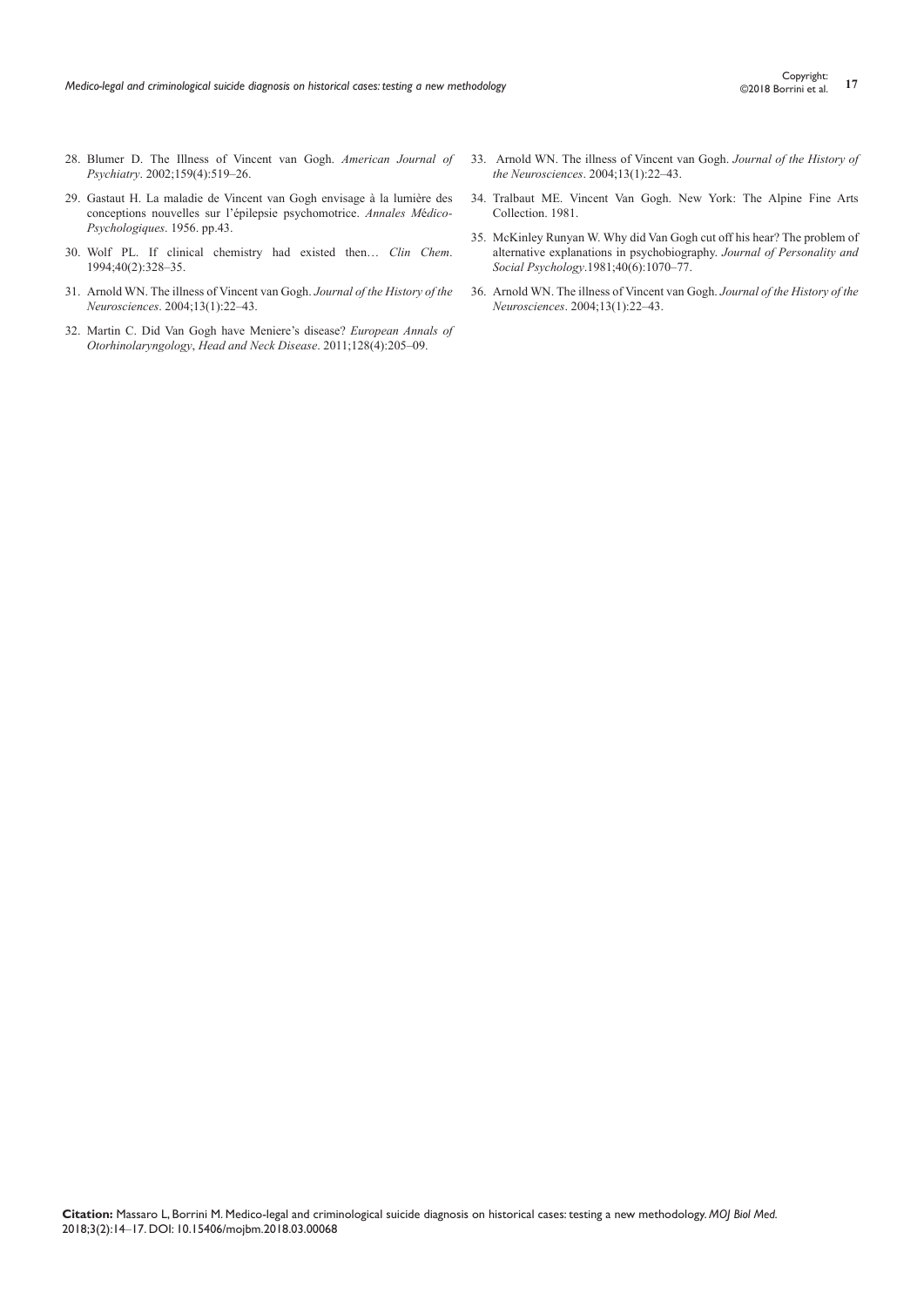28. Blumer D. The Illness of Vincent van Gogh. *American Journal of Psychiatry*. 2002;159(4):519–26.
29. Gastaut H. La maladie de Vincent van Gogh envisage à la lumière des conceptions nouvelles sur l'épilepsie psychomotrice. *Annales Médico-Psychologiques*. 1956. pp.43.
30. Wolf PL. If clinical chemistry had existed then… *Clin Chem*. 1994;40(2):328–35.
31. Arnold WN. The illness of Vincent van Gogh. *Journal of the History of the Neurosciences*. 2004;13(1):22–43.
32. Martin C. Did Van Gogh have Meniere's disease? *European Annals of Otorhinolaryngology*, *Head and Neck Disease*. 2011;128(4):205–09.
33. Arnold WN. The illness of Vincent van Gogh. *Journal of the History of the Neurosciences*. 2004;13(1):22–43.
34. Tralbaut ME. Vincent Van Gogh. New York: The Alpine Fine Arts Collection. 1981.
35. McKinley Runyan W. Why did Van Gogh cut off his hear? The problem of alternative explanations in psychobiography. *Journal of Personality and Social Psychology*.1981;40(6):1070–77.
36. Arnold WN. The illness of Vincent van Gogh. *Journal of the History of the Neurosciences*. 2004;13(1):22–43.